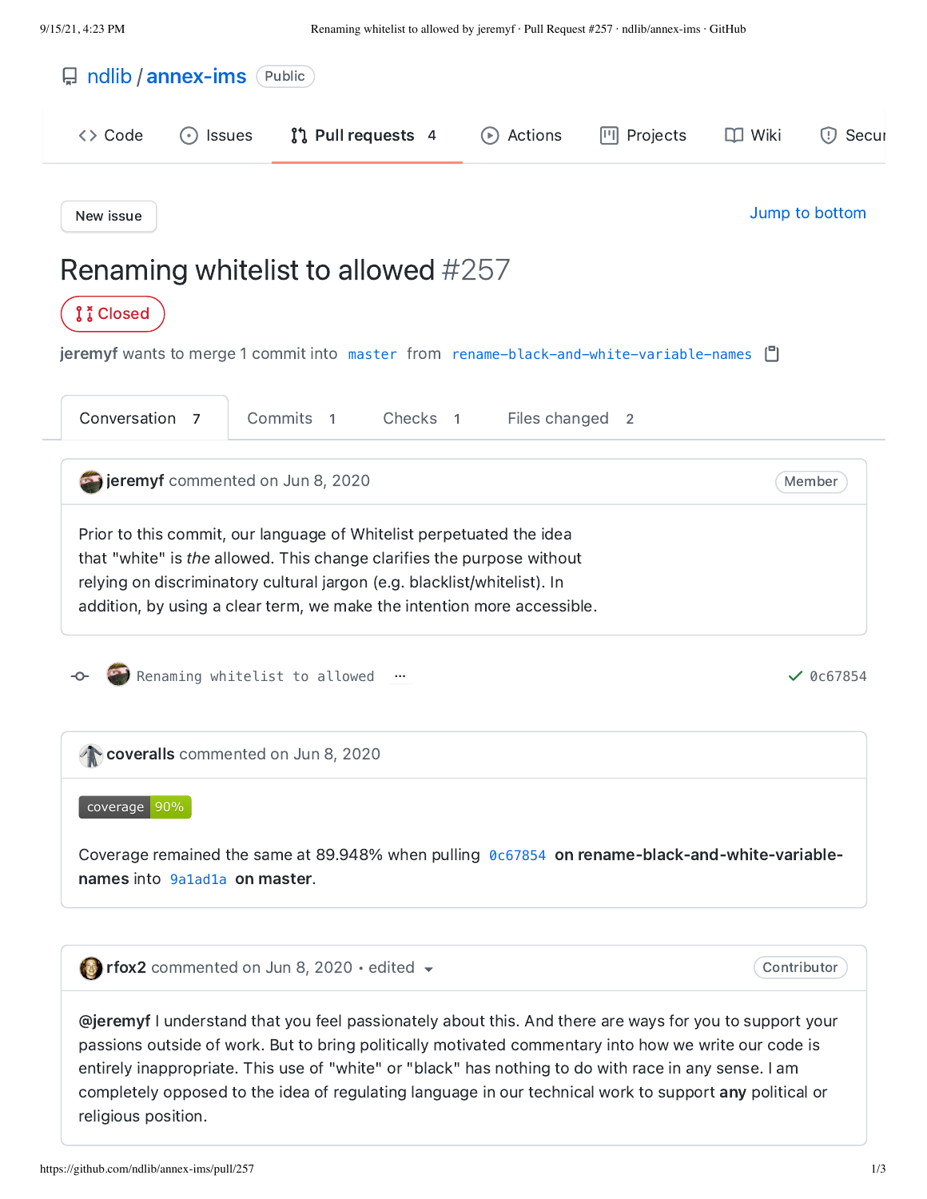ndlib / annex-ims Public

Code · Issues · Pull requests 4 · Actions · Projects · Wiki · Secur

New issue

Jump to bottom

# Renaming whitelist to allowed #257

Closed

**jeremyf** wants to merge 1 commit into `master` from `rename-black-and-white-variable-names`

Conversation 7 · Commits 1 · Checks 1 · Files changed 2

---

**jeremyf** commented on Jun 8, 2020 — Member

Prior to this commit, our language of Whitelist perpetuated the idea that "white" is *the* allowed. This change clarifies the purpose without relying on discriminatory cultural jargon (e.g. blacklist/whitelist). In addition, by using a clear term, we make the intention more accessible.

---

`Renaming whitelist to allowed` ··· ✓ `0c67854`

---

**coveralls** commented on Jun 8, 2020

coverage 90%

Coverage remained the same at 89.948% when pulling `0c67854` **on rename-black-and-white-variable-names** into `9a1ad1a` **on master**.

---

**rfox2** commented on Jun 8, 2020 • edited — Contributor

**@jeremyf** I understand that you feel passionately about this. And there are ways for you to support your passions outside of work. But to bring politically motivated commentary into how we write our code is entirely inappropriate. This use of "white" or "black" has nothing to do with race in any sense. I am completely opposed to the idea of regulating language in our technical work to support **any** political or religious position.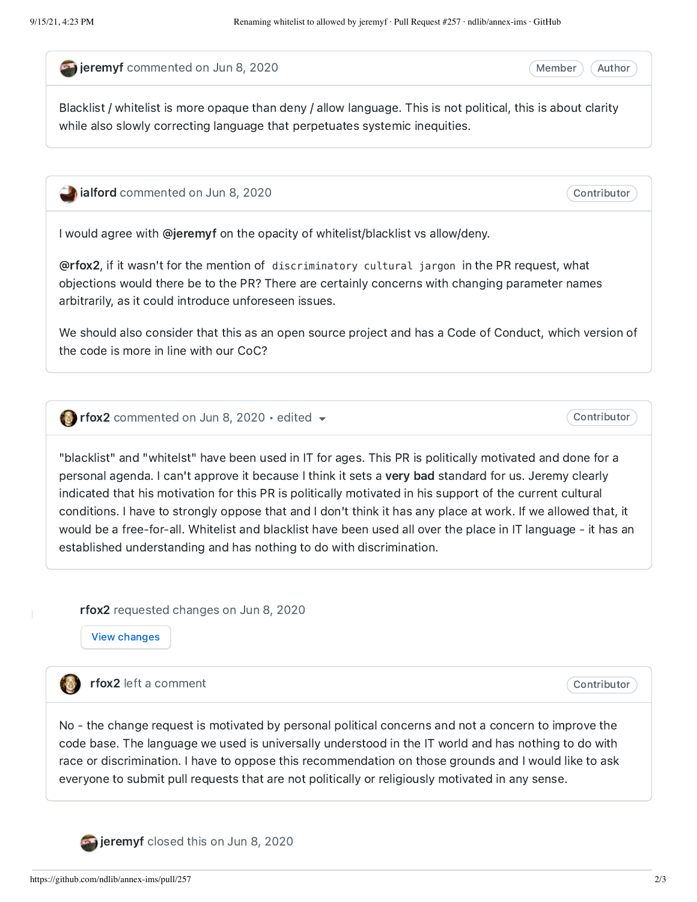**jeremyf** commented on Jun 8, 2020 — Member — Author

Blacklist / whitelist is more opaque than deny / allow language. This is not political, this is about clarity while also slowly correcting language that perpetuates systemic inequities.

---

**ialford** commented on Jun 8, 2020 — Contributor

I would agree with **@jeremyf** on the opacity of whitelist/blacklist vs allow/deny.

**@rfox2**, if it wasn't for the mention of `discriminatory cultural jargon` in the PR request, what objections would there be to the PR? There are certainly concerns with changing parameter names arbitrarily, as it could introduce unforeseen issues.

We should also consider that this as an open source project and has a Code of Conduct, which version of the code is more in line with our CoC?

---

**rfox2** commented on Jun 8, 2020 • edited — Contributor

"blacklist" and "whitelst" have been used in IT for ages. This PR is politically motivated and done for a personal agenda. I can't approve it because I think it sets a **very bad** standard for us. Jeremy clearly indicated that his motivation for this PR is politically motivated in his support of the current cultural conditions. I have to strongly oppose that and I don't think it has any place at work. If we allowed that, it would be a free-for-all. Whitelist and blacklist have been used all over the place in IT language - it has an established understanding and has nothing to do with discrimination.

---

**rfox2** requested changes on Jun 8, 2020

View changes

**rfox2** left a comment — Contributor

No - the change request is motivated by personal political concerns and not a concern to improve the code base. The language we used is universally understood in the IT world and has nothing to do with race or discrimination. I have to oppose this recommendation on those grounds and I would like to ask everyone to submit pull requests that are not politically or religiously motivated in any sense.

---

**jeremyf** closed this on Jun 8, 2020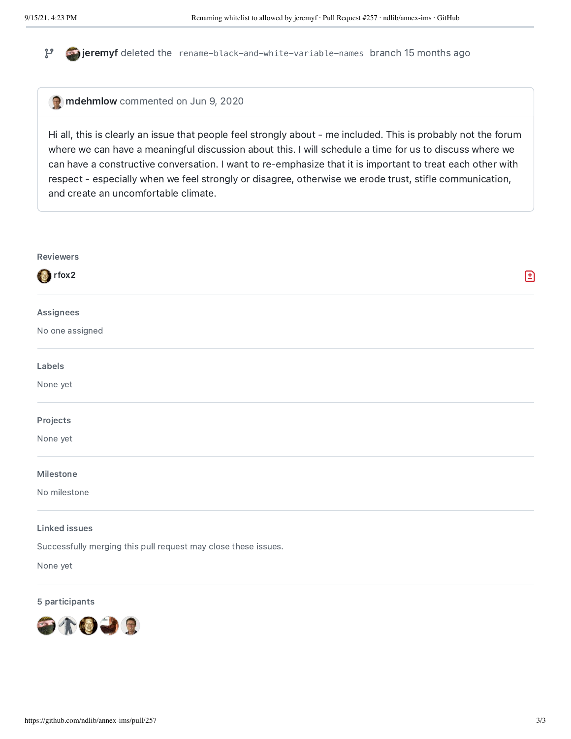**jeremyf** deleted the `rename-black-and-white-variable-names` branch 15 months ago

**mdehmlow** commented on Jun 9, 2020

Hi all, this is clearly an issue that people feel strongly about - me included. This is probably not the forum where we can have a meaningful discussion about this. I will schedule a time for us to discuss where we can have a constructive conversation. I want to re-emphasize that it is important to treat each other with respect - especially when we feel strongly or disagree, otherwise we erode trust, stifle communication, and create an uncomfortable climate.

**Reviewers**

rfox2

**Assignees**

No one assigned

**Labels**

None yet

**Projects**

None yet

**Milestone**

No milestone

**Linked issues**

Successfully merging this pull request may close these issues.

None yet

**5 participants**